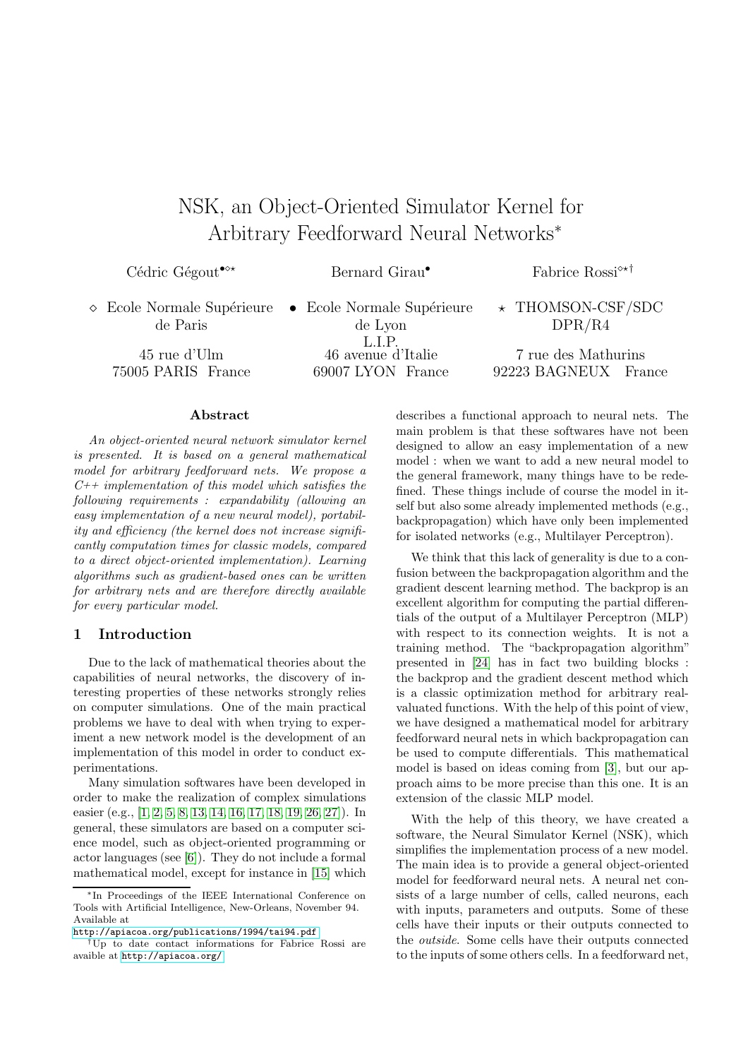# NSK, an Object-Oriented Simulator Kernel for Arbitrary Feedforward Neural Networks*

Cédric Gégout•◇⋆ Bernard Girau• Fabrice Rossi◇⋆†

◇ Ecole Normale Supérieure de Paris, 45 rue d'Ulm, 75005 PARIS France

• Ecole Normale Supérieure de Lyon, L.I.P., 46 avenue d'Italie, 69007 LYON France

⋆ THOMSON-CSF/SDC DPR/R4, 7 rue des Mathurins, 92223 BAGNEUX France

### Abstract

*An object-oriented neural network simulator kernel is presented. It is based on a general mathematical model for arbitrary feedforward nets. We propose a C++ implementation of this model which satisfies the following requirements : expandability (allowing an easy implementation of a new neural model), portability and efficiency (the kernel does not increase significantly computation times for classic models, compared to a direct object-oriented implementation). Learning algorithms such as gradient-based ones can be written for arbitrary nets and are therefore directly available for every particular model.*

## 1 Introduction

Due to the lack of mathematical theories about the capabilities of neural networks, the discovery of interesting properties of these networks strongly relies on computer simulations. One of the main practical problems we have to deal with when trying to experiment a new network model is the development of an implementation of this model in order to conduct experimentations.

Many simulation softwares have been developed in order to make the realization of complex simulations easier (e.g., [1, 2, 5, 8, 13, 14, 16, 17, 18, 19, 26, 27]). In general, these simulators are based on a computer science model, such as object-oriented programming or actor languages (see [6]). They do not include a formal mathematical model, except for instance in [15] which describes a functional approach to neural nets. The main problem is that these softwares have not been designed to allow an easy implementation of a new model : when we want to add a new neural model to the general framework, many things have to be redefined. These things include of course the model in itself but also some already implemented methods (e.g., backpropagation) which have only been implemented for isolated networks (e.g., Multilayer Perceptron).

We think that this lack of generality is due to a confusion between the backpropagation algorithm and the gradient descent learning method. The backprop is an excellent algorithm for computing the partial differentials of the output of a Multilayer Perceptron (MLP) with respect to its connection weights. It is not a training method. The "backpropagation algorithm" presented in [24] has in fact two building blocks : the backprop and the gradient descent method which is a classic optimization method for arbitrary real-valuated functions. With the help of this point of view, we have designed a mathematical model for arbitrary feedforward neural nets in which backpropagation can be used to compute differentials. This mathematical model is based on ideas coming from [3], but our approach aims to be more precise than this one. It is an extension of the classic MLP model.

With the help of this theory, we have created a software, the Neural Simulator Kernel (NSK), which simplifies the implementation process of a new model. The main idea is to provide a general object-oriented model for feedforward neural nets. A neural net consists of a large number of cells, called neurons, each with inputs, parameters and outputs. Some of these cells have their inputs or their outputs connected to the *outside*. Some cells have their outputs connected to the inputs of some others cells. In a feedforward net,

---

*In Proceedings of the IEEE International Conference on Tools with Artificial Intelligence, New-Orleans, November 94. Available at http://apiacoa.org/publications/1994/tai94.pdf

†Up to date contact informations for Fabrice Rossi are avaible at http://apiacoa.org/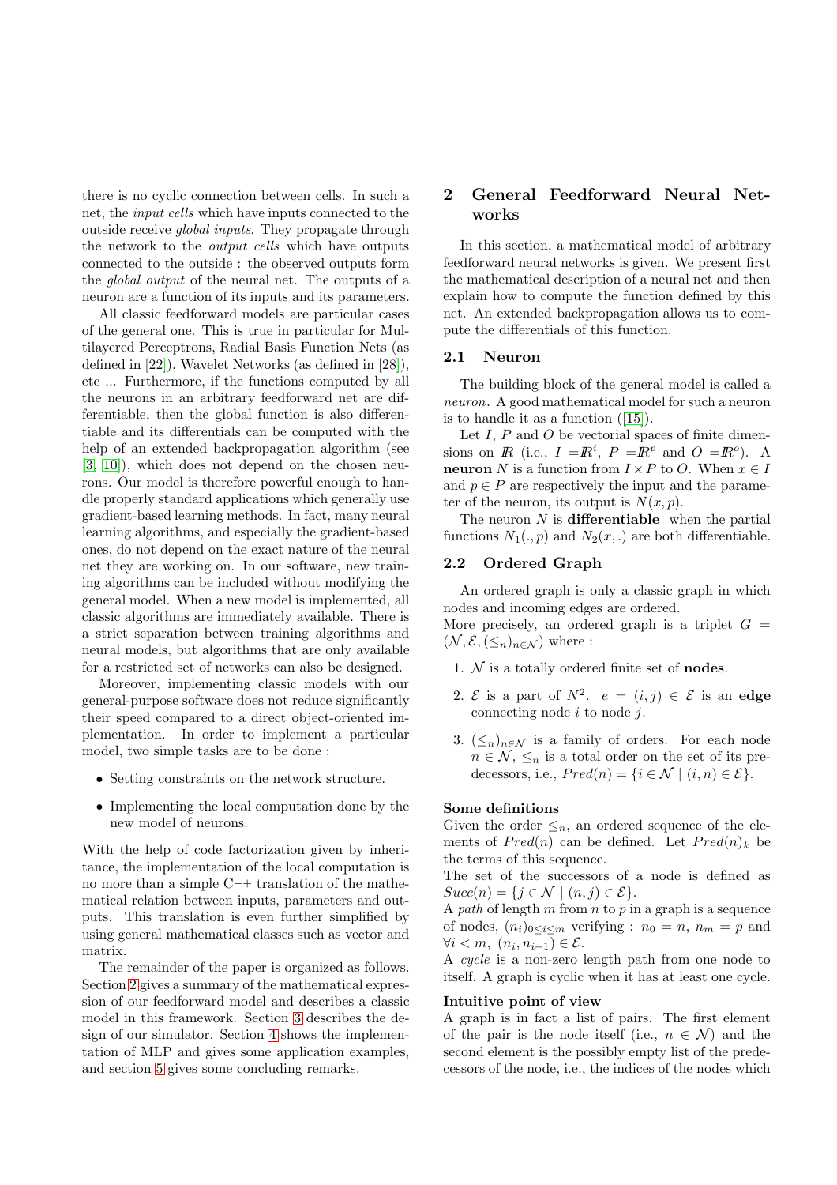there is no cyclic connection between cells. In such a net, the *input cells* which have inputs connected to the outside receive *global inputs*. They propagate through the network to the *output cells* which have outputs connected to the outside : the observed outputs form the *global output* of the neural net. The outputs of a neuron are a function of its inputs and its parameters.

All classic feedforward models are particular cases of the general one. This is true in particular for Multilayered Perceptrons, Radial Basis Function Nets (as defined in [22]), Wavelet Networks (as defined in [28]), etc ... Furthermore, if the functions computed by all the neurons in an arbitrary feedforward net are differentiable, then the global function is also differentiable and its differentials can be computed with the help of an extended backpropagation algorithm (see [3, 10]), which does not depend on the chosen neurons. Our model is therefore powerful enough to handle properly standard applications which generally use gradient-based learning methods. In fact, many neural learning algorithms, and especially the gradient-based ones, do not depend on the exact nature of the neural net they are working on. In our software, new training algorithms can be included without modifying the general model. When a new model is implemented, all classic algorithms are immediately available. There is a strict separation between training algorithms and neural models, but algorithms that are only available for a restricted set of networks can also be designed.

Moreover, implementing classic models with our general-purpose software does not reduce significantly their speed compared to a direct object-oriented implementation. In order to implement a particular model, two simple tasks are to be done :

- Setting constraints on the network structure.
- Implementing the local computation done by the new model of neurons.

With the help of code factorization given by inheritance, the implementation of the local computation is no more than a simple C++ translation of the mathematical relation between inputs, parameters and outputs. This translation is even further simplified by using general mathematical classes such as vector and matrix.

The remainder of the paper is organized as follows. Section 2 gives a summary of the mathematical expression of our feedforward model and describes a classic model in this framework. Section 3 describes the design of our simulator. Section 4 shows the implementation of MLP and gives some application examples, and section 5 gives some concluding remarks.

## 2 General Feedforward Neural Networks

In this section, a mathematical model of arbitrary feedforward neural networks is given. We present first the mathematical description of a neural net and then explain how to compute the function defined by this net. An extended backpropagation allows us to compute the differentials of this function.

### 2.1 Neuron

The building block of the general model is called a *neuron*. A good mathematical model for such a neuron is to handle it as a function ([15]).

Let $I$, $P$ and $O$ be vectorial spaces of finite dimensions on $\mathbb{R}$ (i.e., $I = \mathbb{R}^i$, $P = \mathbb{R}^p$ and $O = \mathbb{R}^o$). A **neuron** $N$ is a function from $I \times P$ to $O$. When $x \in I$ and $p \in P$ are respectively the input and the parameter of the neuron, its output is $N(x, p)$.

The neuron $N$ is **differentiable** when the partial functions $N_1(., p)$ and $N_2(x, .)$ are both differentiable.

### 2.2 Ordered Graph

An ordered graph is only a classic graph in which nodes and incoming edges are ordered.
More precisely, an ordered graph is a triplet $G = (\mathcal{N}, \mathcal{E}, (\leq_n)_{n \in \mathcal{N}})$ where :

1. $\mathcal{N}$ is a totally ordered finite set of **nodes**.
2. $\mathcal{E}$ is a part of $N^2$. $e = (i, j) \in \mathcal{E}$ is an **edge** connecting node $i$ to node $j$.
3. $(\leq_n)_{n \in \mathcal{N}}$ is a family of orders. For each node $n \in \mathcal{N}$, $\leq_n$ is a total order on the set of its predecessors, i.e., $Pred(n) = \{i \in \mathcal{N} \mid (i, n) \in \mathcal{E}\}$.

**Some definitions**
Given the order $\leq_n$, an ordered sequence of the elements of $Pred(n)$ can be defined. Let $Pred(n)_k$ be the terms of this sequence.
The set of the successors of a node is defined as $Succ(n) = \{j \in \mathcal{N} \mid (n, j) \in \mathcal{E}\}$.
A *path* of length $m$ from $n$ to $p$ in a graph is a sequence of nodes, $(n_i)_{0 \leq i \leq m}$ verifying : $n_0 = n$, $n_m = p$ and $\forall i < m$, $(n_i, n_{i+1}) \in \mathcal{E}$.
A *cycle* is a non-zero length path from one node to itself. A graph is cyclic when it has at least one cycle.

**Intuitive point of view**
A graph is in fact a list of pairs. The first element of the pair is the node itself (i.e., $n \in \mathcal{N}$) and the second element is the possibly empty list of the predecessors of the node, i.e., the indices of the nodes which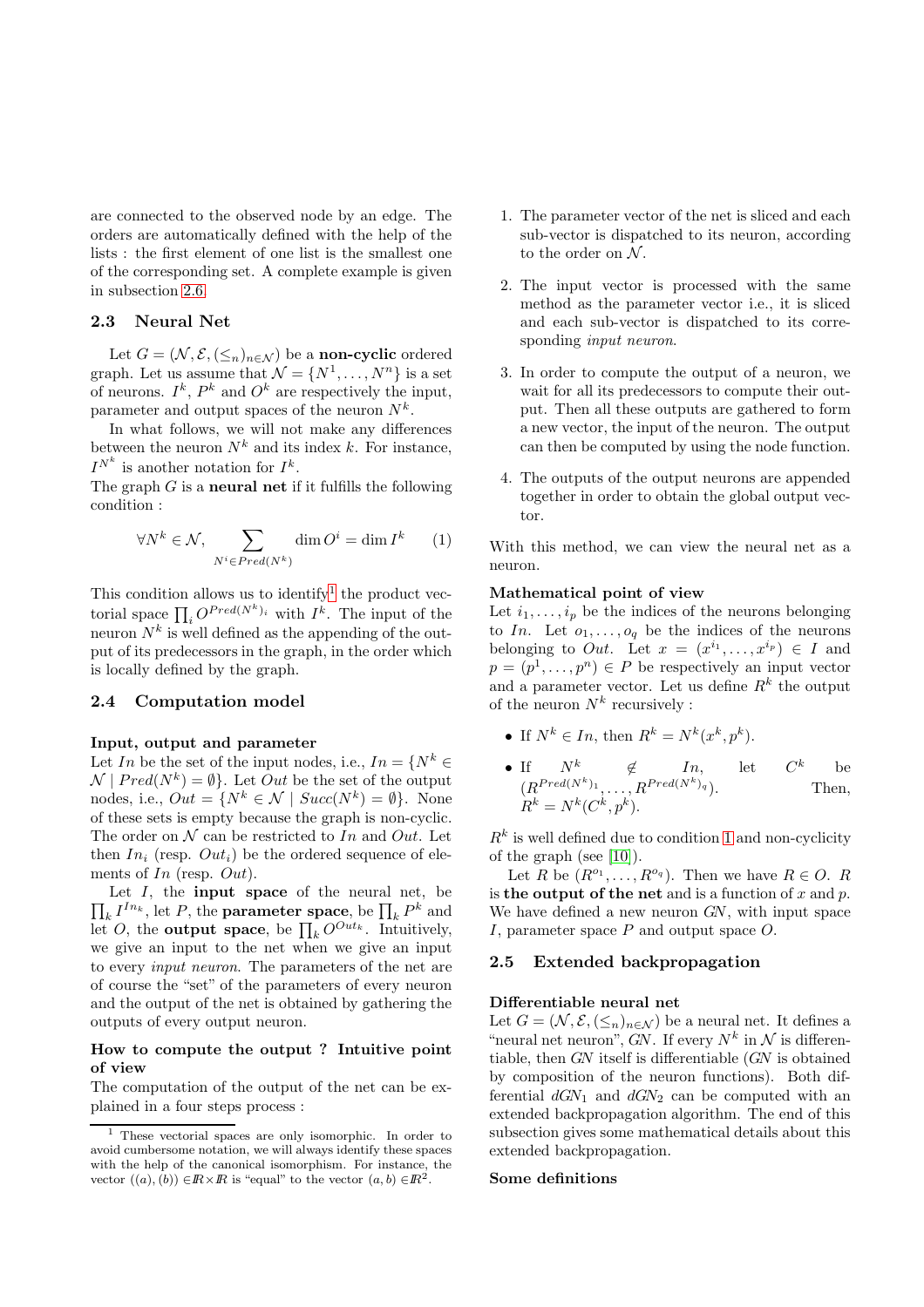are connected to the observed node by an edge. The orders are automatically defined with the help of the lists : the first element of one list is the smallest one of the corresponding set. A complete example is given in subsection 2.6

### 2.3 Neural Net

Let $G = (\mathcal{N}, \mathcal{E}, (\leq_n)_{n \in \mathcal{N}})$ be a **non-cyclic** ordered graph. Let us assume that $\mathcal{N} = \{N^1, \ldots, N^n\}$ is a set of neurons. $I^k$, $P^k$ and $O^k$ are respectively the input, parameter and output spaces of the neuron $N^k$.

In what follows, we will not make any differences between the neuron $N^k$ and its index $k$. For instance, $I^{N^k}$ is another notation for $I^k$.

The graph $G$ is a **neural net** if it fulfills the following condition :

$$\forall N^k \in \mathcal{N}, \sum_{N^i \in Pred(N^k)} \dim O^i = \dim I^k \qquad (1)$$

This condition allows us to identify[1] the product vectorial space $\prod_i O^{Pred(N^k)_i}$ with $I^k$. The input of the neuron $N^k$ is well defined as the appending of the output of its predecessors in the graph, in the order which is locally defined by the graph.

### 2.4 Computation model

**Input, output and parameter**

Let $In$ be the set of the input nodes, i.e., $In = \{N^k \in \mathcal{N} \mid Pred(N^k) = \emptyset\}$. Let $Out$ be the set of the output nodes, i.e., $Out = \{N^k \in \mathcal{N} \mid Succ(N^k) = \emptyset\}$. None of these sets is empty because the graph is non-cyclic. The order on $\mathcal{N}$ can be restricted to $In$ and $Out$. Let then $In_i$ (resp. $Out_i$) be the ordered sequence of elements of $In$ (resp. $Out$).

Let $I$, the **input space** of the neural net, be $\prod_k I^{In_k}$, let $P$, the **parameter space**, be $\prod_k P^k$ and let $O$, the **output space**, be $\prod_k O^{Out_k}$. Intuitively, we give an input to the net when we give an input to every *input neuron*. The parameters of the net are of course the "set" of the parameters of every neuron and the output of the net is obtained by gathering the outputs of every output neuron.

**How to compute the output ? Intuitive point of view**

The computation of the output of the net can be explained in a four steps process :

1. The parameter vector of the net is sliced and each sub-vector is dispatched to its neuron, according to the order on $\mathcal{N}$.
2. The input vector is processed with the same method as the parameter vector i.e., it is sliced and each sub-vector is dispatched to its corresponding *input neuron*.
3. In order to compute the output of a neuron, we wait for all its predecessors to compute their output. Then all these outputs are gathered to form a new vector, the input of the neuron. The output can then be computed by using the node function.
4. The outputs of the output neurons are appended together in order to obtain the global output vector.

With this method, we can view the neural net as a neuron.

**Mathematical point of view**

Let $i_1, \ldots, i_p$ be the indices of the neurons belonging to $In$. Let $o_1, \ldots, o_q$ be the indices of the neurons belonging to $Out$. Let $x = (x^{i_1}, \ldots, x^{i_p}) \in I$ and $p = (p^1, \ldots, p^n) \in P$ be respectively an input vector and a parameter vector. Let us define $R^k$ the output of the neuron $N^k$ recursively :

- If $N^k \in In$, then $R^k = N^k(x^k, p^k)$.
- If $N^k \notin In$, let $C^k$ be $(R^{Pred(N^k)_1}, \ldots, R^{Pred(N^k)_q})$. Then, $R^k = N^k(C^k, p^k)$.

$R^k$ is well defined due to condition 1 and non-cyclicity of the graph (see [10]).

Let $R$ be $(R^{o_1}, \ldots, R^{o_q})$. Then we have $R \in O$. $R$ is **the output of the net** and is a function of $x$ and $p$. We have defined a new neuron *GN*, with input space $I$, parameter space $P$ and output space $O$.

### 2.5 Extended backpropagation

**Differentiable neural net**

Let $G = (\mathcal{N}, \mathcal{E}, (\leq_n)_{n \in \mathcal{N}})$ be a neural net. It defines a "neural net neuron", *GN*. If every $N^k$ in $\mathcal{N}$ is differentiable, then *GN* itself is differentiable (*GN* is obtained by composition of the neuron functions). Both differential $dGN_1$ and $dGN_2$ can be computed with an extended backpropagation algorithm. The end of this subsection gives some mathematical details about this extended backpropagation.

**Some definitions**

[1] These vectorial spaces are only isomorphic. In order to avoid cumbersome notation, we will always identify these spaces with the help of the canonical isomorphism. For instance, the vector $((a), (b)) \in \mathbb{R} \times \mathbb{R}$ is "equal" to the vector $(a, b) \in \mathbb{R}^2$.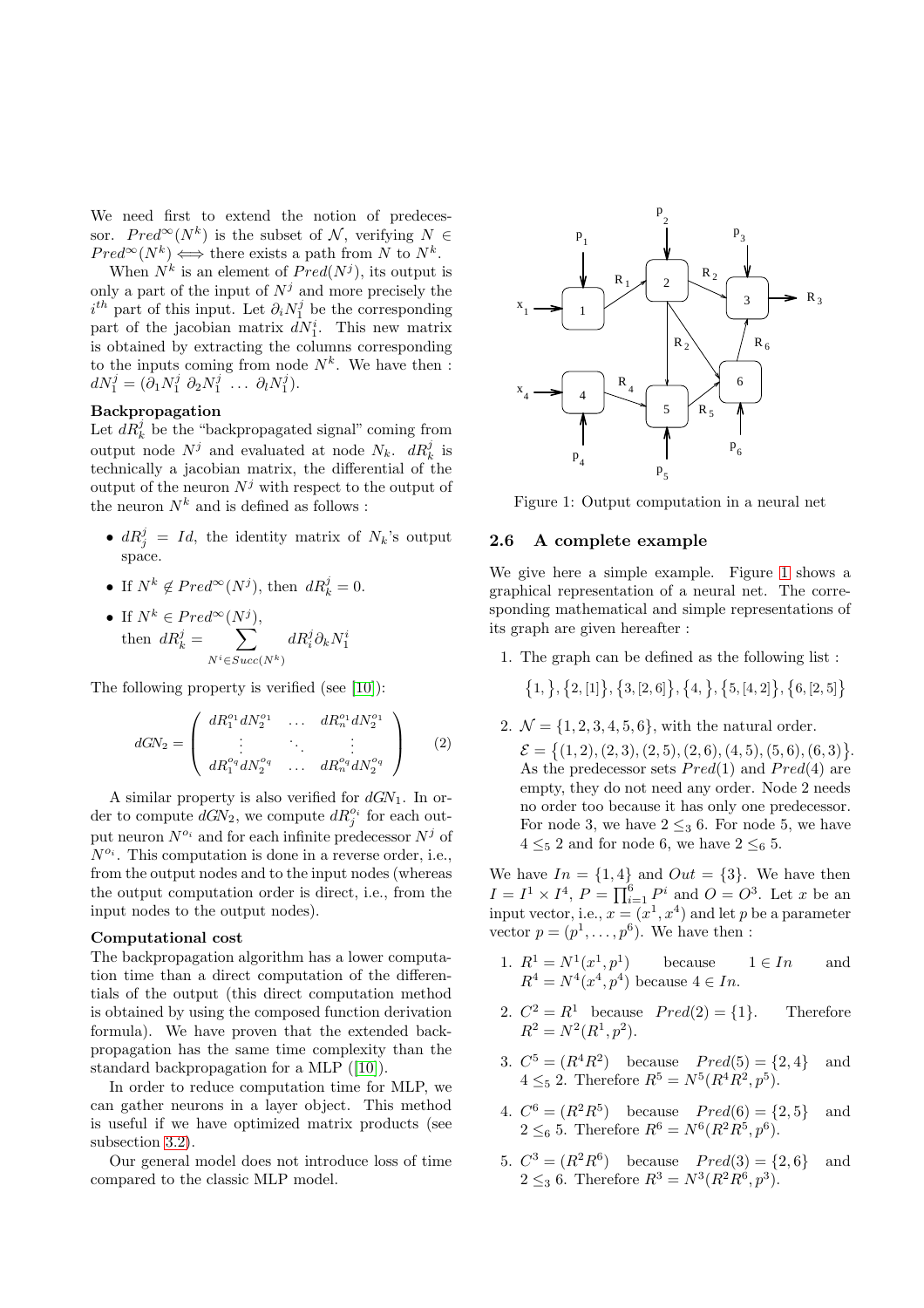We need first to extend the notion of predecessor. $Pred^{\infty}(N^k)$ is the subset of $\mathcal{N}$, verifying $N \in Pred^{\infty}(N^k) \iff$ there exists a path from $N$ to $N^k$.

When $N^k$ is an element of $Pred(N^j)$, its output is only a part of the input of $N^j$ and more precisely the $i^{th}$ part of this input. Let $\partial_i N_1^j$ be the corresponding part of the jacobian matrix $dN_1^i$. This new matrix is obtained by extracting the columns corresponding to the inputs coming from node $N^k$. We have then : $dN_1^j = (\partial_1 N_1^j \; \partial_2 N_1^j \; \dots \; \partial_l N_1^j)$.

**Backpropagation**

Let $dR_k^j$ be the "backpropagated signal" coming from output node $N^j$ and evaluated at node $N_k$. $dR_k^j$ is technically a jacobian matrix, the differential of the output of the neuron $N^j$ with respect to the output of the neuron $N^k$ and is defined as follows :

- $dR_j^j = Id$, the identity matrix of $N_k$'s output space.
- If $N^k \notin Pred^{\infty}(N^j)$, then $dR_k^j = 0$.
- If $N^k \in Pred^{\infty}(N^j)$, then $dR_k^j = \sum_{N^i \in Succ(N^k)} dR_i^j \partial_k N_1^i$

The following property is verified (see [10]):

$$dGN_2 = \begin{pmatrix} dR_1^{o_1} dN_2^{o_1} & \dots & dR_n^{o_1} dN_2^{o_1} \\ \vdots & \ddots & \vdots \\ dR_1^{o_q} dN_2^{o_q} & \dots & dR_n^{o_q} dN_2^{o_q} \end{pmatrix} \qquad (2)$$

A similar property is also verified for $dGN_1$. In order to compute $dGN_2$, we compute $dR_j^{o_i}$ for each output neuron $N^{o_i}$ and for each infinite predecessor $N^j$ of $N^{o_i}$. This computation is done in a reverse order, i.e., from the output nodes and to the input nodes (whereas the output computation order is direct, i.e., from the input nodes to the output nodes).

**Computational cost**

The backpropagation algorithm has a lower computation time than a direct computation of the differentials of the output (this direct computation method is obtained by using the composed function derivation formula). We have proven that the extended backpropagation has the same time complexity than the standard backpropagation for a MLP ([10]).

In order to reduce computation time for MLP, we can gather neurons in a layer object. This method is useful if we have optimized matrix products (see subsection 3.2).

Our general model does not introduce loss of time compared to the classic MLP model.

Figure 1: Output computation in a neural net

## 2.6 A complete example

We give here a simple example. Figure 1 shows a graphical representation of a neural net. The corresponding mathematical and simple representations of its graph are given hereafter :

1. The graph can be defined as the following list :

   $\{1, \}, \{2, [1]\}, \{3, [2, 6]\}, \{4, \}, \{5, [4, 2]\}, \{6, [2, 5]\}$

2. $\mathcal{N} = \{1, 2, 3, 4, 5, 6\}$, with the natural order.
   $\mathcal{E} = \{(1, 2), (2, 3), (2, 5), (2, 6), (4, 5), (5, 6), (6, 3)\}$. As the predecessor sets $Pred(1)$ and $Pred(4)$ are empty, they do not need any order. Node 2 needs no order too because it has only one predecessor. For node 3, we have $2 \leq_3 6$. For node 5, we have $4 \leq_5 2$ and for node 6, we have $2 \leq_6 5$.

We have $In = \{1, 4\}$ and $Out = \{3\}$. We have then $I = I^1 \times I^4$, $P = \prod_{i=1}^{6} P^i$ and $O = O^3$. Let $x$ be an input vector, i.e., $x = (x^1, x^4)$ and let $p$ be a parameter vector $p = (p^1, \dots, p^6)$. We have then :

1. $R^1 = N^1(x^1, p^1)$ because $1 \in In$ and $R^4 = N^4(x^4, p^4)$ because $4 \in In$.
2. $C^2 = R^1$ because $Pred(2) = \{1\}$. Therefore $R^2 = N^2(R^1, p^2)$.
3. $C^5 = (R^4 R^2)$ because $Pred(5) = \{2, 4\}$ and $4 \leq_5 2$. Therefore $R^5 = N^5(R^4 R^2, p^5)$.
4. $C^6 = (R^2 R^5)$ because $Pred(6) = \{2, 5\}$ and $2 \leq_6 5$. Therefore $R^6 = N^6(R^2 R^5, p^6)$.
5. $C^3 = (R^2 R^6)$ because $Pred(3) = \{2, 6\}$ and $2 \leq_3 6$. Therefore $R^3 = N^3(R^2 R^6, p^3)$.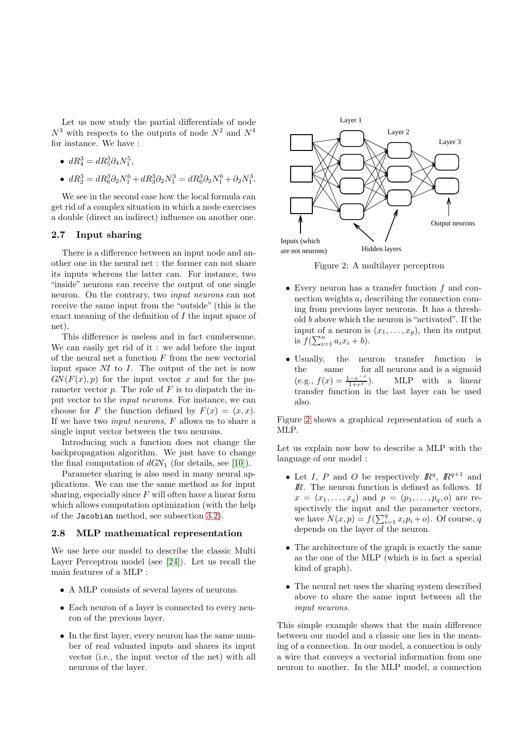Let us now study the partial differentials of node $N^3$ with respects to the outputs of node $N^2$ and $N^4$ for instance. We have :

- $dR^3_4 = dR^3_5 \partial_4 N^5_1$,
- $dR^3_2 = dR^3_6 \partial_2 N^6_1 + dR^3_3 \partial_2 N^3_1 = dR^3_6 \partial_2 N^6_1 + \partial_2 N^3_1$.

We see in the second case how the local formula can get rid of a complex situation in which a node exercises a double (direct an indirect) influence on another one.

### 2.7 Input sharing

There is a difference between an input node and another one in the neural net : the former can not share its inputs whereas the latter can. For instance, two "inside" neurons can receive the output of one single neuron. On the contrary, two *input neurons* can not receive the same input from the "outside" (this is the exact meaning of the definition of $I$ the input space of net).

This difference is useless and in fact cumbersome. We can easily get rid of it : we add before the input of the neural net a function $F$ from the new vectorial input space $NI$ to $I$. The output of the net is now $GN(F(x), p)$ for the input vector $x$ and for the parameter vector $p$. The role of $F$ is to dispatch the input vector to the *input neurons*. For instance, we can choose for $F$ the function defined by $F(x) = (x, x)$. If we have two *input neurons*, $F$ allows us to share a single input vector between the two neurons.

Introducing such a function does not change the backpropagation algorithm. We just have to change the final computation of $dGN_1$ (for details, see [10]).

Parameter sharing is also used in many neural applications. We can use the same method as for input sharing, especially since $F$ will often have a linear form which allows computation optimization (with the help of the `Jacobian` method, see subsection 3.2).

### 2.8 MLP mathematical representation

We use here our model to describe the classic Multi Layer Perceptron model (see [24]). Let us recall the main features of a MLP :

- A MLP consists of several layers of neurons.
- Each neuron of a layer is connected to every neuron of the previous layer.
- In the first layer, every neuron has the same number of real valuated inputs and shares its input vector (i.e., the input vector of the net) with all neurons of the layer.

Figure 2: A multilayer perceptron

- Every neuron has a transfer function $f$ and connection weights $a_i$ describing the connection coming from previous layer neurons. It has a threshold $b$ above which the neuron is "activated". If the input of a neuron is $(x_1, \ldots, x_p)$, then its output is $f(\sum_{i=1}^{n} a_i x_i + b)$.
- Usually, the neuron transfer function is the same for all neurons and is a sigmoid (e.g., $f(x) = \frac{1-e^{-x}}{1+e^{x}}$). MLP with a linear transfer function in the last layer can be used also.

Figure 2 shows a graphical representation of such a MLP.

Let us explain now how to describe a MLP with the language of our model :

- Let $I$, $P$ and $O$ be respectively $\mathbb{R}^q$, $\mathbb{R}^{q+1}$ and $\mathbb{R}$. The neuron function is defined as follows. If $x = (x_1, \ldots, x_q)$ and $p = (p_1, \ldots, p_q, o)$ are respectively the input and the parameter vectors, we have $N(x, p) = f(\sum_{i=1}^{q} x_i p_i + o)$. Of course, $q$ depends on the layer of the neuron.
- The architecture of the graph is exactly the same as the one of the MLP (which is in fact a special kind of graph).
- The neural net uses the sharing system described above to share the same input between all the *input neurons*.

This simple example shows that the main difference between our model and a classic one lies in the meaning of a connection. In our model, a connection is only a wire that conveys a vectorial information from one neuron to another. In the MLP model, a connection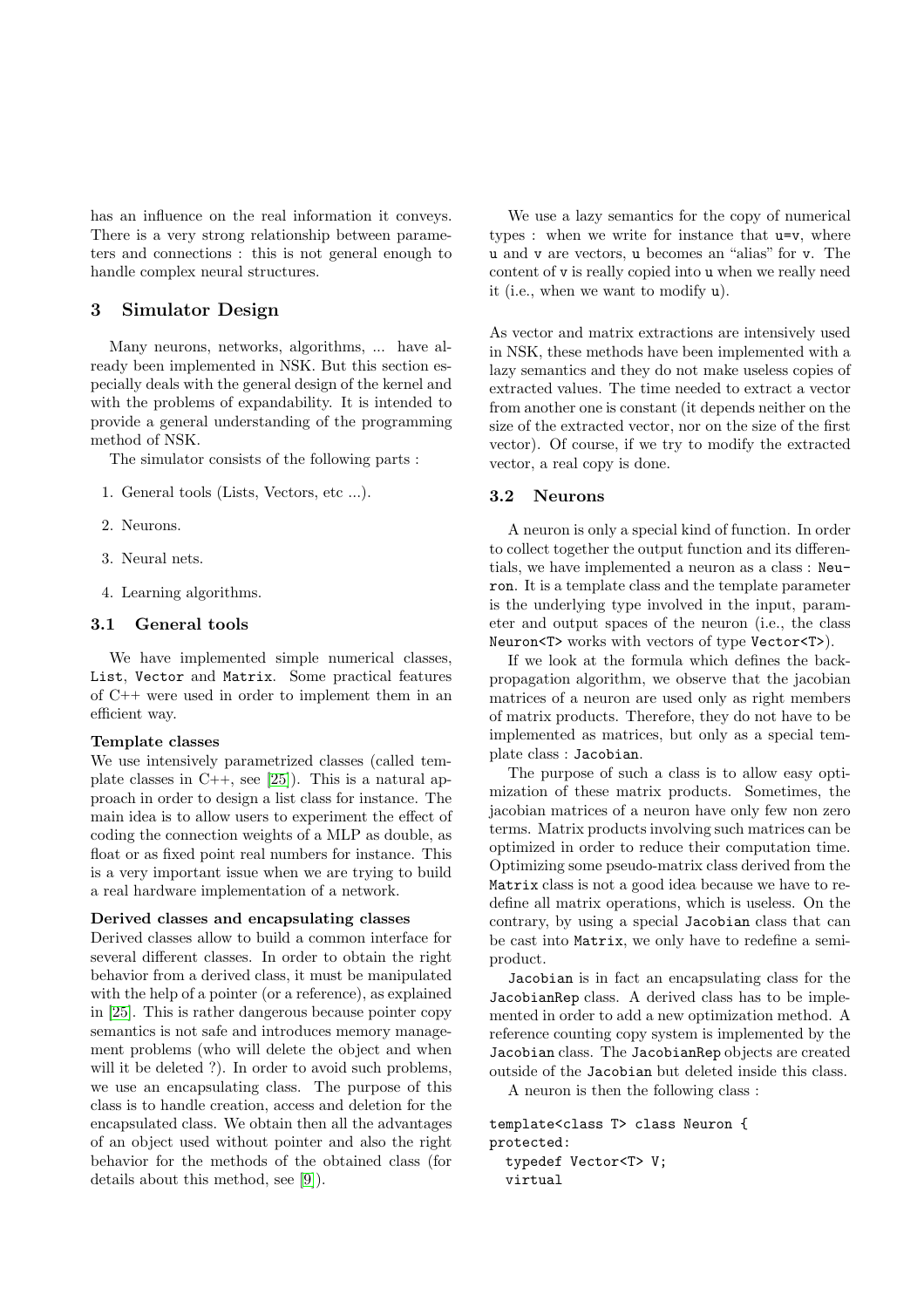has an influence on the real information it conveys. There is a very strong relationship between parameters and connections : this is not general enough to handle complex neural structures.

## 3 Simulator Design

Many neurons, networks, algorithms, ... have already been implemented in NSK. But this section especially deals with the general design of the kernel and with the problems of expandability. It is intended to provide a general understanding of the programming method of NSK.

The simulator consists of the following parts :

1. General tools (Lists, Vectors, etc ...).
2. Neurons.
3. Neural nets.
4. Learning algorithms.

### 3.1 General tools

We have implemented simple numerical classes, `List`, `Vector` and `Matrix`. Some practical features of C++ were used in order to implement them in an efficient way.

**Template classes**
We use intensively parametrized classes (called template classes in C++, see [25]). This is a natural approach in order to design a list class for instance. The main idea is to allow users to experiment the effect of coding the connection weights of a MLP as double, as float or as fixed point real numbers for instance. This is a very important issue when we are trying to build a real hardware implementation of a network.

**Derived classes and encapsulating classes**
Derived classes allow to build a common interface for several different classes. In order to obtain the right behavior from a derived class, it must be manipulated with the help of a pointer (or a reference), as explained in [25]. This is rather dangerous because pointer copy semantics is not safe and introduces memory management problems (who will delete the object and when will it be deleted ?). In order to avoid such problems, we use an encapsulating class. The purpose of this class is to handle creation, access and deletion for the encapsulated class. We obtain then all the advantages of an object used without pointer and also the right behavior for the methods of the obtained class (for details about this method, see [9]).

We use a lazy semantics for the copy of numerical types : when we write for instance that `u=v`, where `u` and `v` are vectors, `u` becomes an "alias" for `v`. The content of `v` is really copied into `u` when we really need it (i.e., when we want to modify `u`).

As vector and matrix extractions are intensively used in NSK, these methods have been implemented with a lazy semantics and they do not make useless copies of extracted values. The time needed to extract a vector from another one is constant (it depends neither on the size of the extracted vector, nor on the size of the first vector). Of course, if we try to modify the extracted vector, a real copy is done.

### 3.2 Neurons

A neuron is only a special kind of function. In order to collect together the output function and its differentials, we have implemented a neuron as a class : `Neuron`. It is a template class and the template parameter is the underlying type involved in the input, parameter and output spaces of the neuron (i.e., the class `Neuron<T>` works with vectors of type `Vector<T>`).

If we look at the formula which defines the backpropagation algorithm, we observe that the jacobian matrices of a neuron are used only as right members of matrix products. Therefore, they do not have to be implemented as matrices, but only as a special template class : `Jacobian`.

The purpose of such a class is to allow easy optimization of these matrix products. Sometimes, the jacobian matrices of a neuron have only few non zero terms. Matrix products involving such matrices can be optimized in order to reduce their computation time. Optimizing some pseudo-matrix class derived from the `Matrix` class is not a good idea because we have to redefine all matrix operations, which is useless. On the contrary, by using a special `Jacobian` class that can be cast into `Matrix`, we only have to redefine a semi-product.

`Jacobian` is in fact an encapsulating class for the `JacobianRep` class. A derived class has to be implemented in order to add a new optimization method. A reference counting copy system is implemented by the `Jacobian` class. The `JacobianRep` objects are created outside of the `Jacobian` but deleted inside this class.

A neuron is then the following class :

```
template<class T> class Neuron {
protected:
  typedef Vector<T> V;
  virtual
```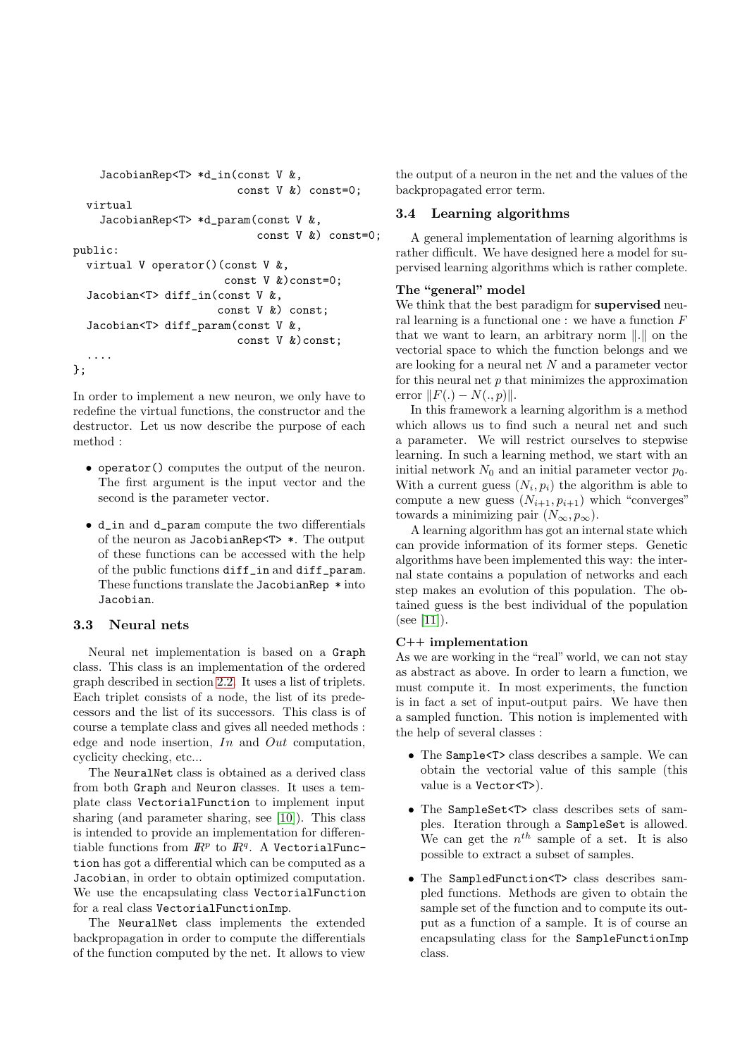```
    JacobianRep<T> *d_in(const V &,
                         const V &) const=0;
  virtual
    JacobianRep<T> *d_param(const V &,
                            const V &) const=0;
public:
  virtual V operator()(const V &,
                       const V &)const=0;
  Jacobian<T> diff_in(const V &,
                      const V &) const;
  Jacobian<T> diff_param(const V &,
                         const V &)const;
  ....
};
```

In order to implement a new neuron, we only have to redefine the virtual functions, the constructor and the destructor. Let us now describe the purpose of each method :

- `operator()` computes the output of the neuron. The first argument is the input vector and the second is the parameter vector.
- `d_in` and `d_param` compute the two differentials of the neuron as `JacobianRep<T> *`. The output of these functions can be accessed with the help of the public functions `diff_in` and `diff_param`. These functions translate the `JacobianRep *` into `Jacobian`.

### 3.3 Neural nets

Neural net implementation is based on a `Graph` class. This class is an implementation of the ordered graph described in section 2.2. It uses a list of triplets. Each triplet consists of a node, the list of its predecessors and the list of its successors. This class is of course a template class and gives all needed methods : edge and node insertion, *In* and *Out* computation, cyclicity checking, etc...

The `NeuralNet` class is obtained as a derived class from both `Graph` and `Neuron` classes. It uses a template class `VectorialFunction` to implement input sharing (and parameter sharing, see [10]). This class is intended to provide an implementation for differentiable functions from $\mathbb{R}^p$ to $\mathbb{R}^q$. A `VectorialFunction` has got a differential which can be computed as a `Jacobian`, in order to obtain optimized computation. We use the encapsulating class `VectorialFunction` for a real class `VectorialFunctionImp`.

The `NeuralNet` class implements the extended backpropagation in order to compute the differentials of the function computed by the net. It allows to view the output of a neuron in the net and the values of the backpropagated error term.

### 3.4 Learning algorithms

A general implementation of learning algorithms is rather difficult. We have designed here a model for supervised learning algorithms which is rather complete.

**The "general" model**

We think that the best paradigm for **supervised** neural learning is a functional one : we have a function $F$ that we want to learn, an arbitrary norm $\|.\|$ on the vectorial space to which the function belongs and we are looking for a neural net $N$ and a parameter vector for this neural net $p$ that minimizes the approximation error $\|F(.) - N(., p)\|$.

In this framework a learning algorithm is a method which allows us to find such a neural net and such a parameter. We will restrict ourselves to stepwise learning. In such a learning method, we start with an initial network $N_0$ and an initial parameter vector $p_0$. With a current guess $(N_i, p_i)$ the algorithm is able to compute a new guess $(N_{i+1}, p_{i+1})$ which "converges" towards a minimizing pair $(N_\infty, p_\infty)$.

A learning algorithm has got an internal state which can provide information of its former steps. Genetic algorithms have been implemented this way: the internal state contains a population of networks and each step makes an evolution of this population. The obtained guess is the best individual of the population (see [11]).

**C++ implementation**

As we are working in the "real" world, we can not stay as abstract as above. In order to learn a function, we must compute it. In most experiments, the function is in fact a set of input-output pairs. We have then a sampled function. This notion is implemented with the help of several classes :

- The `Sample<T>` class describes a sample. We can obtain the vectorial value of this sample (this value is a `Vector<T>`).
- The `SampleSet<T>` class describes sets of samples. Iteration through a `SampleSet` is allowed. We can get the $n^{th}$ sample of a set. It is also possible to extract a subset of samples.
- The `SampledFunction<T>` class describes sampled functions. Methods are given to obtain the sample set of the function and to compute its output as a function of a sample. It is of course an encapsulating class for the `SampleFunctionImp` class.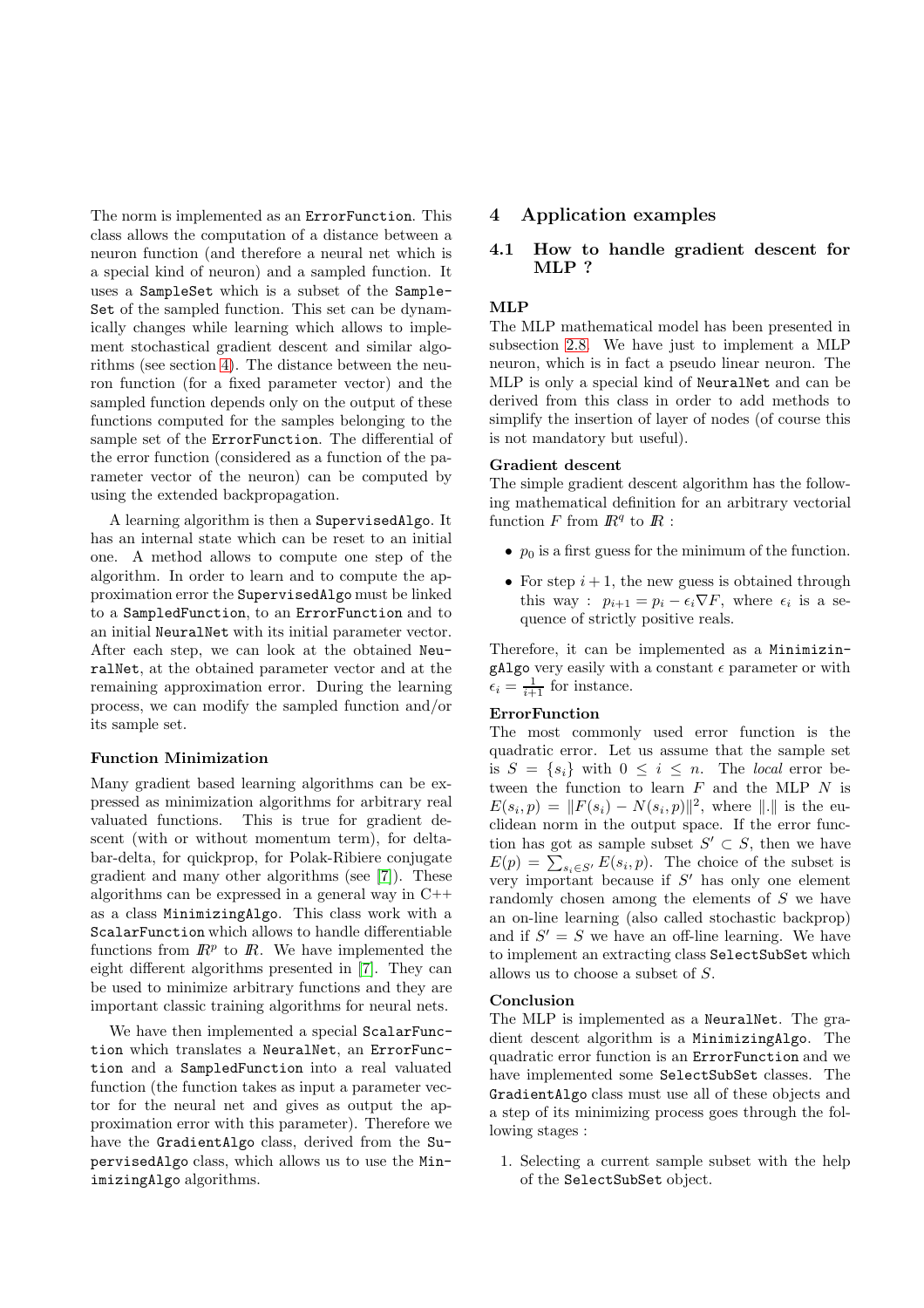The norm is implemented as an ErrorFunction. This class allows the computation of a distance between a neuron function (and therefore a neural net which is a special kind of neuron) and a sampled function. It uses a SampleSet which is a subset of the SampleSet of the sampled function. This set can be dynamically changes while learning which allows to implement stochastical gradient descent and similar algorithms (see section 4). The distance between the neuron function (for a fixed parameter vector) and the sampled function depends only on the output of these functions computed for the samples belonging to the sample set of the ErrorFunction. The differential of the error function (considered as a function of the parameter vector of the neuron) can be computed by using the extended backpropagation.

A learning algorithm is then a SupervisedAlgo. It has an internal state which can be reset to an initial one. A method allows to compute one step of the algorithm. In order to learn and to compute the approximation error the SupervisedAlgo must be linked to a SampledFunction, to an ErrorFunction and to an initial NeuralNet with its initial parameter vector. After each step, we can look at the obtained NeuralNet, at the obtained parameter vector and at the remaining approximation error. During the learning process, we can modify the sampled function and/or its sample set.

**Function Minimization**

Many gradient based learning algorithms can be expressed as minimization algorithms for arbitrary real valuated functions. This is true for gradient descent (with or without momentum term), for delta-bar-delta, for quickprop, for Polak-Ribiere conjugate gradient and many other algorithms (see [7]). These algorithms can be expressed in a general way in C++ as a class MinimizingAlgo. This class work with a ScalarFunction which allows to handle differentiable functions from $\mathbb{R}^p$ to $\mathbb{R}$. We have implemented the eight different algorithms presented in [7]. They can be used to minimize arbitrary functions and they are important classic training algorithms for neural nets.

We have then implemented a special ScalarFunction which translates a NeuralNet, an ErrorFunction and a SampledFunction into a real valuated function (the function takes as input a parameter vector for the neural net and gives as output the approximation error with this parameter). Therefore we have the GradientAlgo class, derived from the SupervisedAlgo class, which allows us to use the MinimizingAlgo algorithms.

# 4 Application examples

## 4.1 How to handle gradient descent for MLP ?

**MLP**

The MLP mathematical model has been presented in subsection 2.8. We have just to implement a MLP neuron, which is in fact a pseudo linear neuron. The MLP is only a special kind of NeuralNet and can be derived from this class in order to add methods to simplify the insertion of layer of nodes (of course this is not mandatory but useful).

**Gradient descent**

The simple gradient descent algorithm has the following mathematical definition for an arbitrary vectorial function $F$ from $\mathbb{R}^q$ to $\mathbb{R}$ :

- $p_0$ is a first guess for the minimum of the function.
- For step $i+1$, the new guess is obtained through this way : $p_{i+1} = p_i - \epsilon_i \nabla F$, where $\epsilon_i$ is a sequence of strictly positive reals.

Therefore, it can be implemented as a MinimizingAlgo very easily with a constant $\epsilon$ parameter or with $\epsilon_i = \frac{1}{i+1}$ for instance.

**ErrorFunction**

The most commonly used error function is the quadratic error. Let us assume that the sample set is $S = \{s_i\}$ with $0 \leq i \leq n$. The *local* error between the function to learn $F$ and the MLP $N$ is $E(s_i, p) = \|F(s_i) - N(s_i, p)\|^2$, where $\|.\|$ is the euclidean norm in the output space. If the error function has got as sample subset $S' \subset S$, then we have $E(p) = \sum_{s_i \in S'} E(s_i, p)$. The choice of the subset is very important because if $S'$ has only one element randomly chosen among the elements of $S$ we have an on-line learning (also called stochastic backprop) and if $S' = S$ we have an off-line learning. We have to implement an extracting class SelectSubSet which allows us to choose a subset of $S$.

**Conclusion**

The MLP is implemented as a NeuralNet. The gradient descent algorithm is a MinimizingAlgo. The quadratic error function is an ErrorFunction and we have implemented some SelectSubSet classes. The GradientAlgo class must use all of these objects and a step of its minimizing process goes through the following stages :

1. Selecting a current sample subset with the help of the SelectSubSet object.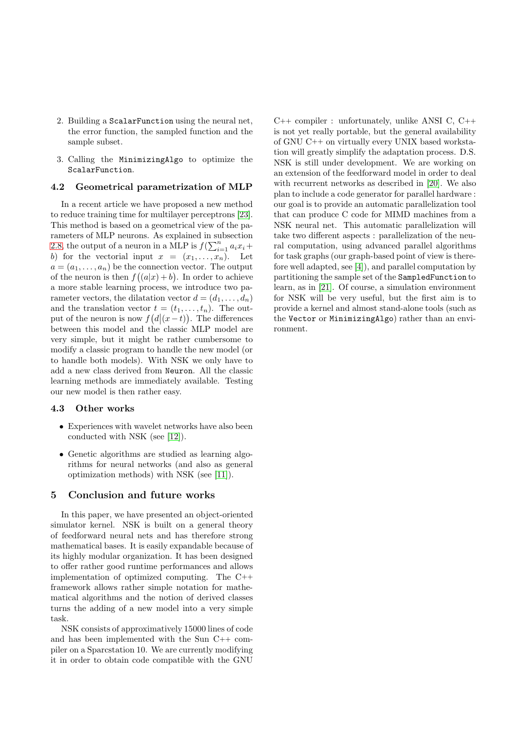2. Building a `ScalarFunction` using the neural net, the error function, the sampled function and the sample subset.

3. Calling the `MinimizingAlgo` to optimize the `ScalarFunction`.

### 4.2 Geometrical parametrization of MLP

In a recent article we have proposed a new method to reduce training time for multilayer perceptrons [23]. This method is based on a geometrical view of the parameters of MLP neurons. As explained in subsection 2.8, the output of a neuron in a MLP is $f(\sum_{i=1}^{n} a_i x_i + b)$ for the vectorial input $x = (x_1, \ldots, x_n)$. Let $a = (a_1, \ldots, a_n)$ be the connection vector. The output of the neuron is then $f\big((a|x) + b\big)$. In order to achieve a more stable learning process, we introduce two parameter vectors, the dilatation vector $d = (d_1, \ldots, d_n)$ and the translation vector $t = (t_1, \ldots, t_n)$. The output of the neuron is now $f\big(d\big|(x - t)\big)$. The differences between this model and the classic MLP model are very simple, but it might be rather cumbersome to modify a classic program to handle the new model (or to handle both models). With NSK we only have to add a new class derived from `Neuron`. All the classic learning methods are immediately available. Testing our new model is then rather easy.

### 4.3 Other works

- Experiences with wavelet networks have also been conducted with NSK (see [12]).
- Genetic algorithms are studied as learning algorithms for neural networks (and also as general optimization methods) with NSK (see [11]).

## 5 Conclusion and future works

In this paper, we have presented an object-oriented simulator kernel. NSK is built on a general theory of feedforward neural nets and has therefore strong mathematical bases. It is easily expandable because of its highly modular organization. It has been designed to offer rather good runtime performances and allows implementation of optimized computing. The C++ framework allows rather simple notation for mathematical algorithms and the notion of derived classes turns the adding of a new model into a very simple task.

NSK consists of approximatively 15000 lines of code and has been implemented with the Sun C++ compiler on a Sparcstation 10. We are currently modifying it in order to obtain code compatible with the GNU C++ compiler : unfortunately, unlike ANSI C, C++ is not yet really portable, but the general availability of GNU C++ on virtually every UNIX based workstation will greatly simplify the adaptation process. D.S. NSK is still under development. We are working on an extension of the feedforward model in order to deal with recurrent networks as described in [20]. We also plan to include a code generator for parallel hardware : our goal is to provide an automatic parallelization tool that can produce C code for MIMD machines from a NSK neural net. This automatic parallelization will take two different aspects : parallelization of the neural computation, using advanced parallel algorithms for task graphs (our graph-based point of view is therefore well adapted, see [4]), and parallel computation by partitioning the sample set of the `SampledFunction` to learn, as in [21]. Of course, a simulation environment for NSK will be very useful, but the first aim is to provide a kernel and almost stand-alone tools (such as the `Vector` or `MinimizingAlgo`) rather than an environment.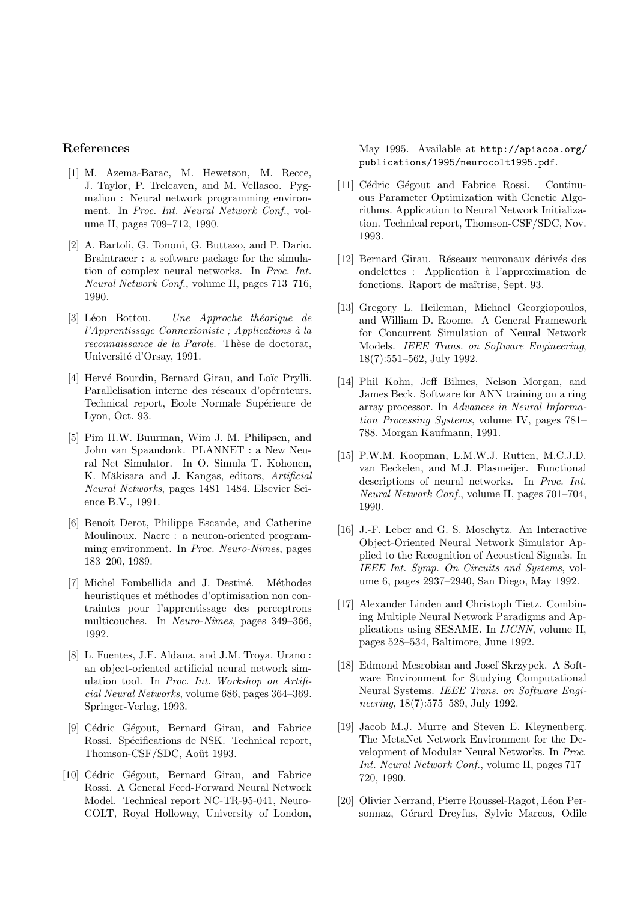## References

[1] M. Azema-Barac, M. Hewetson, M. Recce, J. Taylor, P. Treleaven, and M. Vellasco. Pygmalion : Neural network programming environment. In *Proc. Int. Neural Network Conf.*, volume II, pages 709–712, 1990.

[2] A. Bartoli, G. Tononi, G. Buttazo, and P. Dario. Braintracer : a software package for the simulation of complex neural networks. In *Proc. Int. Neural Network Conf.*, volume II, pages 713–716, 1990.

[3] Léon Bottou. *Une Approche théorique de l'Apprentissage Connexioniste ; Applications à la reconnaissance de la Parole*. Thèse de doctorat, Université d'Orsay, 1991.

[4] Hervé Bourdin, Bernard Girau, and Loïc Prylli. Parallelisation interne des réseaux d'opérateurs. Technical report, Ecole Normale Supérieure de Lyon, Oct. 93.

[5] Pim H.W. Buurman, Wim J. M. Philipsen, and John van Spaandonk. PLANNET : a New Neural Net Simulator. In O. Simula T. Kohonen, K. Mäkisara and J. Kangas, editors, *Artificial Neural Networks*, pages 1481–1484. Elsevier Science B.V., 1991.

[6] Benoît Derot, Philippe Escande, and Catherine Moulinoux. Nacre : a neuron-oriented programming environment. In *Proc. Neuro-Nimes*, pages 183–200, 1989.

[7] Michel Fombellida and J. Destiné. Méthodes heuristiques et méthodes d'optimisation non contraintes pour l'apprentissage des perceptrons multicouches. In *Neuro-Nîmes*, pages 349–366, 1992.

[8] L. Fuentes, J.F. Aldana, and J.M. Troya. Urano : an object-oriented artificial neural network simulation tool. In *Proc. Int. Workshop on Artificial Neural Networks*, volume 686, pages 364–369. Springer-Verlag, 1993.

[9] Cédric Gégout, Bernard Girau, and Fabrice Rossi. Spécifications de NSK. Technical report, Thomson-CSF/SDC, Août 1993.

[10] Cédric Gégout, Bernard Girau, and Fabrice Rossi. A General Feed-Forward Neural Network Model. Technical report NC-TR-95-041, Neuro-COLT, Royal Holloway, University of London, May 1995. Available at `http://apiacoa.org/publications/1995/neurocolt1995.pdf`.

[11] Cédric Gégout and Fabrice Rossi. Continuous Parameter Optimization with Genetic Algorithms. Application to Neural Network Initialization. Technical report, Thomson-CSF/SDC, Nov. 1993.

[12] Bernard Girau. Réseaux neuronaux dérivés des ondelettes : Application à l'approximation de fonctions. Raport de maîtrise, Sept. 93.

[13] Gregory L. Heileman, Michael Georgiopoulos, and William D. Roome. A General Framework for Concurrent Simulation of Neural Network Models. *IEEE Trans. on Software Engineering*, 18(7):551–562, July 1992.

[14] Phil Kohn, Jeff Bilmes, Nelson Morgan, and James Beck. Software for ANN training on a ring array processor. In *Advances in Neural Information Processing Systems*, volume IV, pages 781–788. Morgan Kaufmann, 1991.

[15] P.W.M. Koopman, L.M.W.J. Rutten, M.C.J.D. van Eeckelen, and M.J. Plasmeijer. Functional descriptions of neural networks. In *Proc. Int. Neural Network Conf.*, volume II, pages 701–704, 1990.

[16] J.-F. Leber and G. S. Moschytz. An Interactive Object-Oriented Neural Network Simulator Applied to the Recognition of Acoustical Signals. In *IEEE Int. Symp. On Circuits and Systems*, volume 6, pages 2937–2940, San Diego, May 1992.

[17] Alexander Linden and Christoph Tietz. Combining Multiple Neural Network Paradigms and Applications using SESAME. In *IJCNN*, volume II, pages 528–534, Baltimore, June 1992.

[18] Edmond Mesrobian and Josef Skrzypek. A Software Environment for Studying Computational Neural Systems. *IEEE Trans. on Software Engineering*, 18(7):575–589, July 1992.

[19] Jacob M.J. Murre and Steven E. Kleynenberg. The MetaNet Network Environment for the Development of Modular Neural Networks. In *Proc. Int. Neural Network Conf.*, volume II, pages 717–720, 1990.

[20] Olivier Nerrand, Pierre Roussel-Ragot, Léon Personnaz, Gérard Dreyfus, Sylvie Marcos, Odile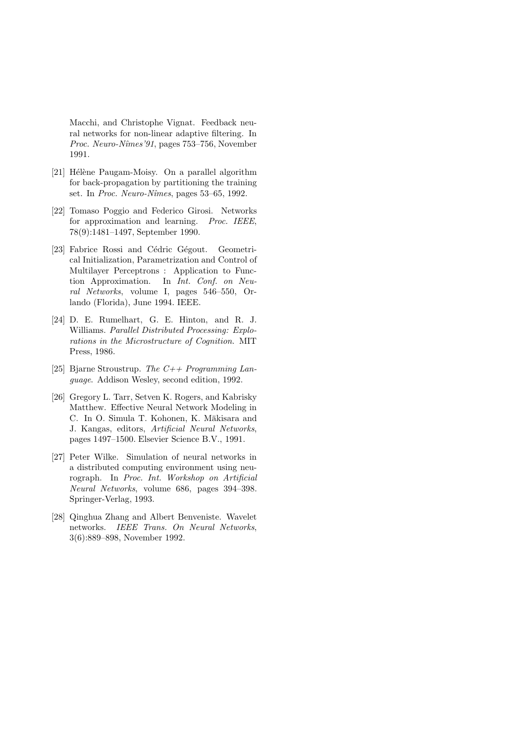Macchi, and Christophe Vignat. Feedback neural networks for non-linear adaptive filtering. In *Proc. Neuro-Nîmes'91*, pages 753–756, November 1991.

[21] Hélène Paugam-Moisy. On a parallel algorithm for back-propagation by partitioning the training set. In *Proc. Neuro-Nîmes*, pages 53–65, 1992.

[22] Tomaso Poggio and Federico Girosi. Networks for approximation and learning. *Proc. IEEE*, 78(9):1481–1497, September 1990.

[23] Fabrice Rossi and Cédric Gégout. Geometrical Initialization, Parametrization and Control of Multilayer Perceptrons : Application to Function Approximation. In *Int. Conf. on Neural Networks*, volume I, pages 546–550, Orlando (Florida), June 1994. IEEE.

[24] D. E. Rumelhart, G. E. Hinton, and R. J. Williams. *Parallel Distributed Processing: Explorations in the Microstructure of Cognition*. MIT Press, 1986.

[25] Bjarne Stroustrup. *The C++ Programming Language*. Addison Wesley, second edition, 1992.

[26] Gregory L. Tarr, Setven K. Rogers, and Kabrisky Matthew. Effective Neural Network Modeling in C. In O. Simula T. Kohonen, K. Mäkisara and J. Kangas, editors, *Artificial Neural Networks*, pages 1497–1500. Elsevier Science B.V., 1991.

[27] Peter Wilke. Simulation of neural networks in a distributed computing environment using neurograph. In *Proc. Int. Workshop on Artificial Neural Networks*, volume 686, pages 394–398. Springer-Verlag, 1993.

[28] Qinghua Zhang and Albert Benveniste. Wavelet networks. *IEEE Trans. On Neural Networks*, 3(6):889–898, November 1992.